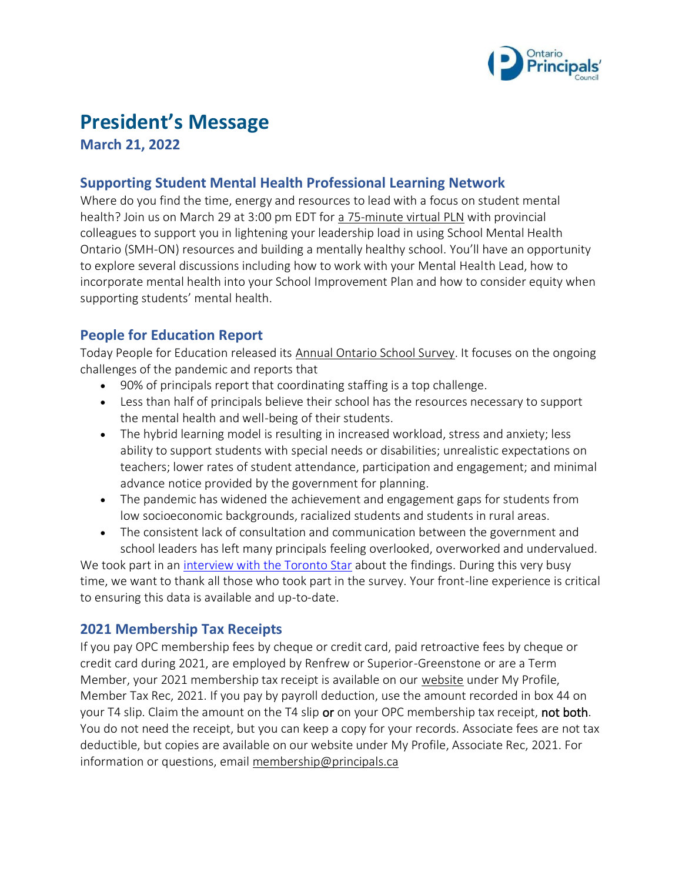# President's Message

**March 21, 2022**

## Supporting Student Mental Health Professional Learning Network

Where do you find the time, energy and resources to lead with a focus on student mental health? Join us on March 29 at 3:00 pm EDT for a 75-minute virtual PLN with provincial colleagues to support you in lightening your leadership load in using School Mental Health Ontario (SMH-ON) resources and building a mentally healthy school. You'll have an opportunity to explore several discussions including how to work with your Mental Health Lead, how to incorporate mental health into your School Improvement Plan and how to consider equity when supporting students' mental health.

## People for Education Report

Today People for Education released its Annual Ontario School Survey. It focuses on the ongoing challenges of the pandemic and reports that

- 90% of principals report that coordinating staffing is a top challenge.
- Less than half of principals believe their school has the resources necessary to support the mental health and well-being of their students.
- The hybrid learning model is resulting in increased workload, stress and anxiety; less ability to support students with special needs or disabilities; unrealistic expectations on teachers; lower rates of student attendance, participation and engagement; and minimal advance notice provided by the government for planning.
- The pandemic has widened the achievement and engagement gaps for students from low socioeconomic backgrounds, racialized students and students in rural areas.
- The consistent lack of consultation and communication between the government and school leaders has left many principals feeling overlooked, overworked and undervalued.

We took part in an interview with the Toronto Star about the findings. During this very busy time, we want to thank all those who took part in the survey. Your front-line experience is critical to ensuring this data is available and up-to-date.

## 2021 Membership Tax Receipts

If you pay OPC membership fees by cheque or credit card, paid retroactive fees by cheque or credit card during 2021, are employed by Renfrew or Superior-Greenstone or are a Term Member, your 2021 membership tax receipt is available on our website under My Profile, Member Tax Rec, 2021. If you pay by payroll deduction, use the amount recorded in box 44 on your T4 slip. Claim the amount on the T4 slip **or** on your OPC membership tax receipt, **not both**. You do not need the receipt, but you can keep a copy for your records. Associate fees are not tax deductible, but copies are available on our website under My Profile, Associate Rec, 2021. For information or questions, email membership@principals.ca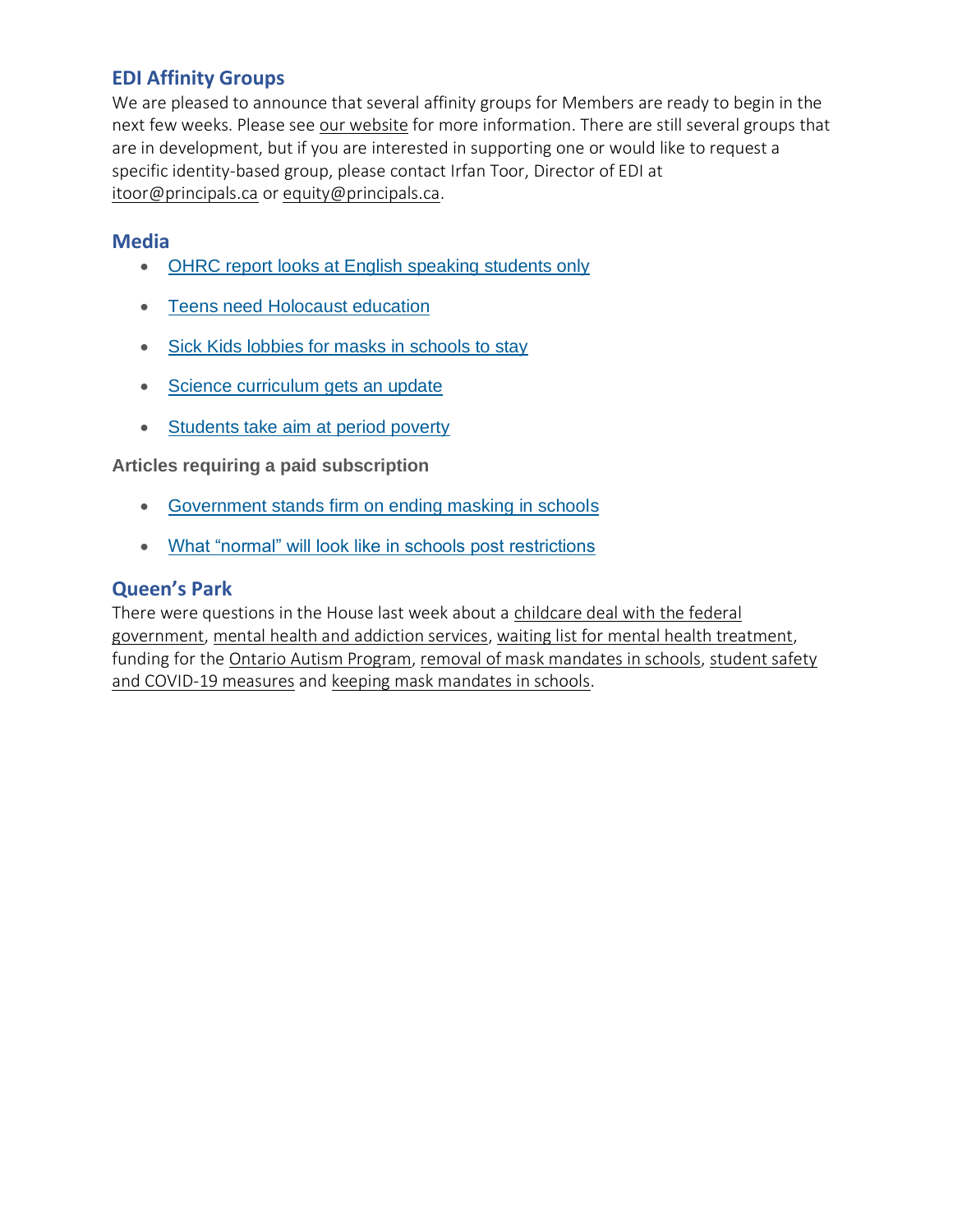## EDI Affinity Groups

We are pleased to announce that several affinity groups for Members are ready to begin in the next few weeks. Please see our website for more information. There are still several groups that are in development, but if you are interested in supporting one or would like to request a specific identity-based group, please contact Irfan Toor, Director of EDI at itoor@principals.ca or equity@principals.ca.

## Media

- OHRC report looks at English speaking students only
- Teens need Holocaust education
- Sick Kids lobbies for masks in schools to stay
- Science curriculum gets an update
- Students take aim at period poverty

**Articles requiring a paid subscription**

- Government stands firm on ending masking in schools
- What "normal" will look like in schools post restrictions

## Queen's Park

There were questions in the House last week about a childcare deal with the federal government, mental health and addiction services, waiting list for mental health treatment, funding for the Ontario Autism Program, removal of mask mandates in schools, student safety and COVID-19 measures and keeping mask mandates in schools.